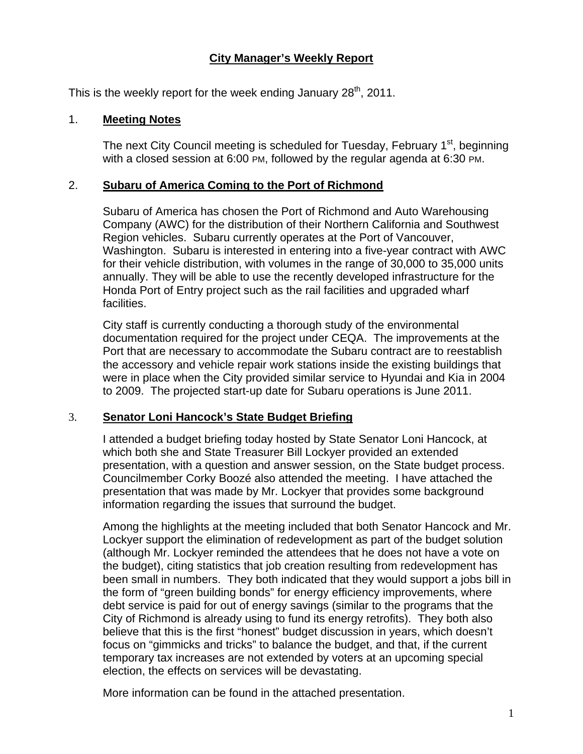# City Manager's Weekly Report

This is the weekly report for the week ending January 28th, 2011.

## 1. Meeting Notes

The next City Council meeting is scheduled for Tuesday, February 1st, beginning with a closed session at 6:00 PM, followed by the regular agenda at 6:30 PM.

## 2. Subaru of America Coming to the Port of Richmond

Subaru of America has chosen the Port of Richmond and Auto Warehousing Company (AWC) for the distribution of their Northern California and Southwest Region vehicles. Subaru currently operates at the Port of Vancouver, Washington. Subaru is interested in entering into a five-year contract with AWC for their vehicle distribution, with volumes in the range of 30,000 to 35,000 units annually. They will be able to use the recently developed infrastructure for the Honda Port of Entry project such as the rail facilities and upgraded wharf facilities.

City staff is currently conducting a thorough study of the environmental documentation required for the project under CEQA. The improvements at the Port that are necessary to accommodate the Subaru contract are to reestablish the accessory and vehicle repair work stations inside the existing buildings that were in place when the City provided similar service to Hyundai and Kia in 2004 to 2009. The projected start-up date for Subaru operations is June 2011.

## 3. Senator Loni Hancock's State Budget Briefing

I attended a budget briefing today hosted by State Senator Loni Hancock, at which both she and State Treasurer Bill Lockyer provided an extended presentation, with a question and answer session, on the State budget process. Councilmember Corky Boozé also attended the meeting. I have attached the presentation that was made by Mr. Lockyer that provides some background information regarding the issues that surround the budget.

Among the highlights at the meeting included that both Senator Hancock and Mr. Lockyer support the elimination of redevelopment as part of the budget solution (although Mr. Lockyer reminded the attendees that he does not have a vote on the budget), citing statistics that job creation resulting from redevelopment has been small in numbers. They both indicated that they would support a jobs bill in the form of "green building bonds" for energy efficiency improvements, where debt service is paid for out of energy savings (similar to the programs that the City of Richmond is already using to fund its energy retrofits). They both also believe that this is the first "honest" budget discussion in years, which doesn't focus on "gimmicks and tricks" to balance the budget, and that, if the current temporary tax increases are not extended by voters at an upcoming special election, the effects on services will be devastating.

More information can be found in the attached presentation.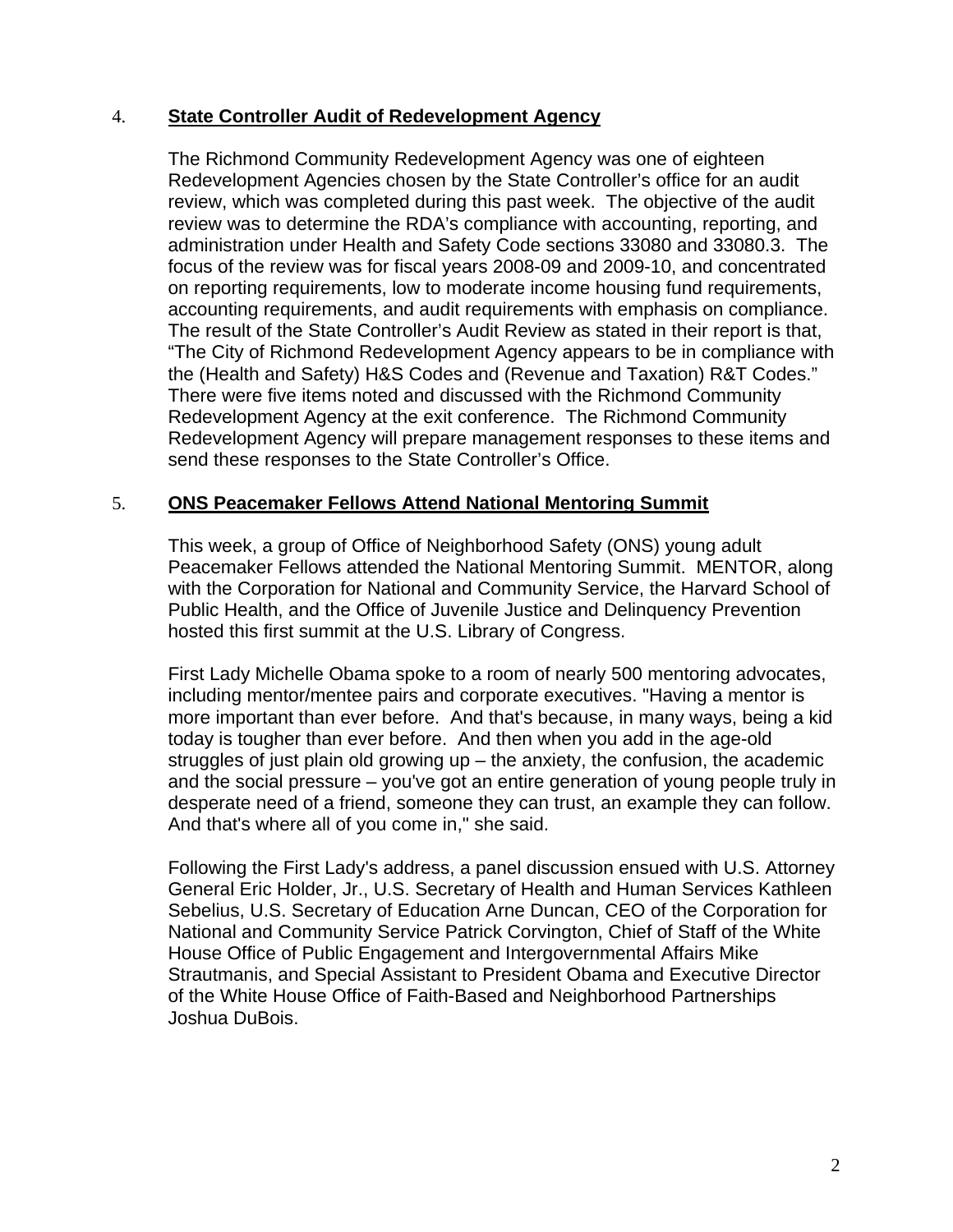4. **State Controller Audit of Redevelopment Agency**

The Richmond Community Redevelopment Agency was one of eighteen Redevelopment Agencies chosen by the State Controller's office for an audit review, which was completed during this past week. The objective of the audit review was to determine the RDA's compliance with accounting, reporting, and administration under Health and Safety Code sections 33080 and 33080.3. The focus of the review was for fiscal years 2008-09 and 2009-10, and concentrated on reporting requirements, low to moderate income housing fund requirements, accounting requirements, and audit requirements with emphasis on compliance. The result of the State Controller's Audit Review as stated in their report is that, "The City of Richmond Redevelopment Agency appears to be in compliance with the (Health and Safety) H&S Codes and (Revenue and Taxation) R&T Codes." There were five items noted and discussed with the Richmond Community Redevelopment Agency at the exit conference. The Richmond Community Redevelopment Agency will prepare management responses to these items and send these responses to the State Controller's Office.

5. **ONS Peacemaker Fellows Attend National Mentoring Summit**

This week, a group of Office of Neighborhood Safety (ONS) young adult Peacemaker Fellows attended the National Mentoring Summit. MENTOR, along with the Corporation for National and Community Service, the Harvard School of Public Health, and the Office of Juvenile Justice and Delinquency Prevention hosted this first summit at the U.S. Library of Congress.

First Lady Michelle Obama spoke to a room of nearly 500 mentoring advocates, including mentor/mentee pairs and corporate executives. "Having a mentor is more important than ever before. And that's because, in many ways, being a kid today is tougher than ever before. And then when you add in the age-old struggles of just plain old growing up – the anxiety, the confusion, the academic and the social pressure – you've got an entire generation of young people truly in desperate need of a friend, someone they can trust, an example they can follow. And that's where all of you come in," she said.

Following the First Lady's address, a panel discussion ensued with U.S. Attorney General Eric Holder, Jr., U.S. Secretary of Health and Human Services Kathleen Sebelius, U.S. Secretary of Education Arne Duncan, CEO of the Corporation for National and Community Service Patrick Corvington, Chief of Staff of the White House Office of Public Engagement and Intergovernmental Affairs Mike Strautmanis, and Special Assistant to President Obama and Executive Director of the White House Office of Faith-Based and Neighborhood Partnerships Joshua DuBois.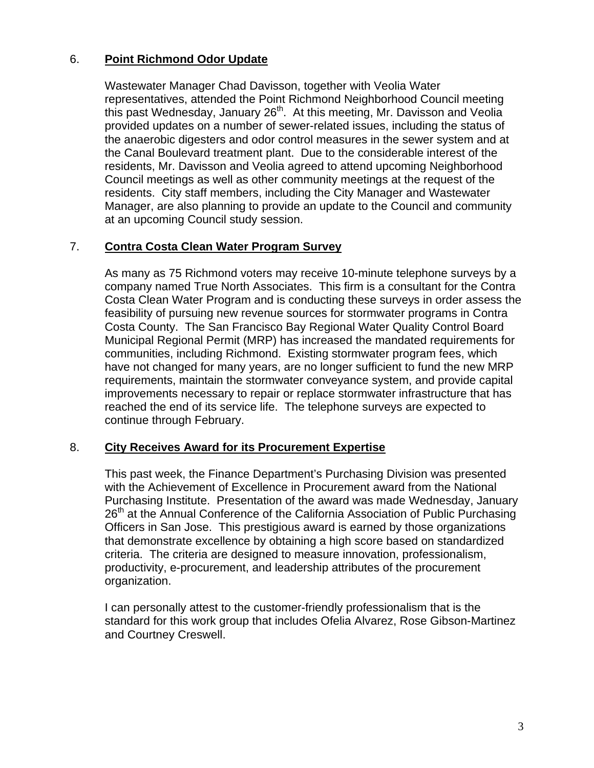6. **Point Richmond Odor Update**

Wastewater Manager Chad Davisson, together with Veolia Water representatives, attended the Point Richmond Neighborhood Council meeting this past Wednesday, January 26th. At this meeting, Mr. Davisson and Veolia provided updates on a number of sewer-related issues, including the status of the anaerobic digesters and odor control measures in the sewer system and at the Canal Boulevard treatment plant. Due to the considerable interest of the residents, Mr. Davisson and Veolia agreed to attend upcoming Neighborhood Council meetings as well as other community meetings at the request of the residents. City staff members, including the City Manager and Wastewater Manager, are also planning to provide an update to the Council and community at an upcoming Council study session.

7. **Contra Costa Clean Water Program Survey**

As many as 75 Richmond voters may receive 10-minute telephone surveys by a company named True North Associates. This firm is a consultant for the Contra Costa Clean Water Program and is conducting these surveys in order assess the feasibility of pursuing new revenue sources for stormwater programs in Contra Costa County. The San Francisco Bay Regional Water Quality Control Board Municipal Regional Permit (MRP) has increased the mandated requirements for communities, including Richmond. Existing stormwater program fees, which have not changed for many years, are no longer sufficient to fund the new MRP requirements, maintain the stormwater conveyance system, and provide capital improvements necessary to repair or replace stormwater infrastructure that has reached the end of its service life. The telephone surveys are expected to continue through February.

8. **City Receives Award for its Procurement Expertise**

This past week, the Finance Department's Purchasing Division was presented with the Achievement of Excellence in Procurement award from the National Purchasing Institute. Presentation of the award was made Wednesday, January 26th at the Annual Conference of the California Association of Public Purchasing Officers in San Jose. This prestigious award is earned by those organizations that demonstrate excellence by obtaining a high score based on standardized criteria. The criteria are designed to measure innovation, professionalism, productivity, e-procurement, and leadership attributes of the procurement organization.

I can personally attest to the customer-friendly professionalism that is the standard for this work group that includes Ofelia Alvarez, Rose Gibson-Martinez and Courtney Creswell.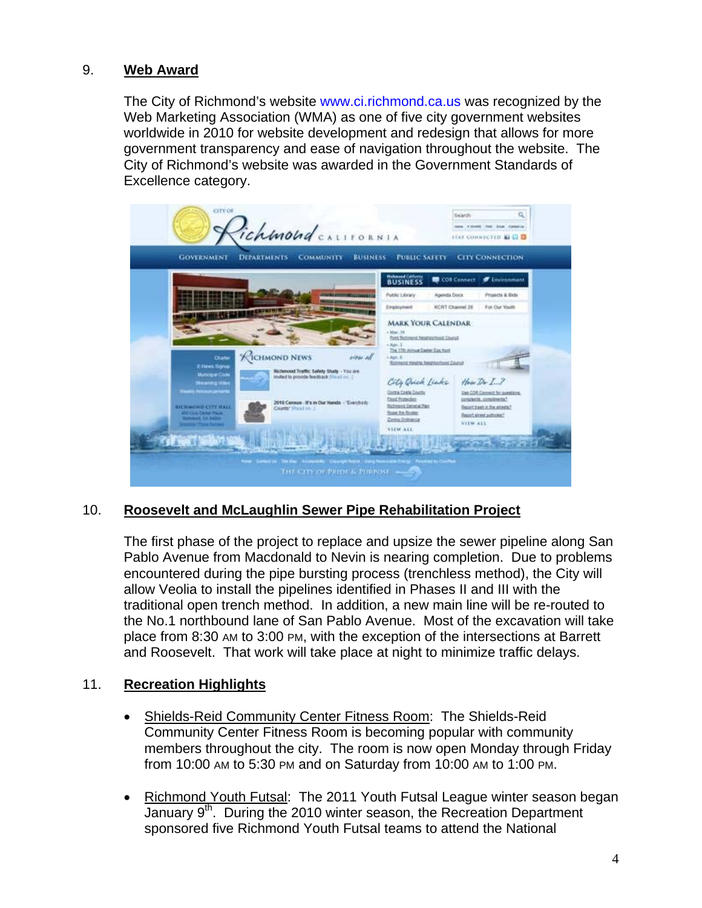9. **Web Award**

The City of Richmond's website www.ci.richmond.ca.us was recognized by the Web Marketing Association (WMA) as one of five city government websites worldwide in 2010 for website development and redesign that allows for more government transparency and ease of navigation throughout the website. The City of Richmond's website was awarded in the Government Standards of Excellence category.

10. **Roosevelt and McLaughlin Sewer Pipe Rehabilitation Project**

The first phase of the project to replace and upsize the sewer pipeline along San Pablo Avenue from Macdonald to Nevin is nearing completion. Due to problems encountered during the pipe bursting process (trenchless method), the City will allow Veolia to install the pipelines identified in Phases II and III with the traditional open trench method. In addition, a new main line will be re-routed to the No.1 northbound lane of San Pablo Avenue. Most of the excavation will take place from 8:30 AM to 3:00 PM, with the exception of the intersections at Barrett and Roosevelt. That work will take place at night to minimize traffic delays.

11. **Recreation Highlights**

- Shields-Reid Community Center Fitness Room: The Shields-Reid Community Center Fitness Room is becoming popular with community members throughout the city. The room is now open Monday through Friday from 10:00 AM to 5:30 PM and on Saturday from 10:00 AM to 1:00 PM.

- Richmond Youth Futsal: The 2011 Youth Futsal League winter season began January 9th. During the 2010 winter season, the Recreation Department sponsored five Richmond Youth Futsal teams to attend the National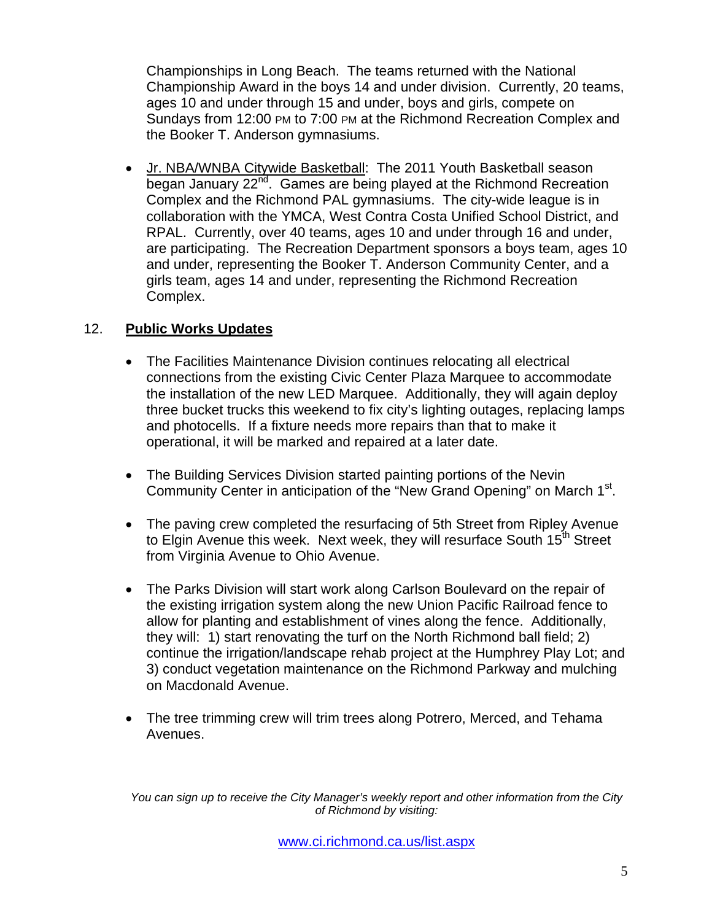Championships in Long Beach. The teams returned with the National Championship Award in the boys 14 and under division. Currently, 20 teams, ages 10 and under through 15 and under, boys and girls, compete on Sundays from 12:00 PM to 7:00 PM at the Richmond Recreation Complex and the Booker T. Anderson gymnasiums.

- Jr. NBA/WNBA Citywide Basketball: The 2011 Youth Basketball season began January 22nd. Games are being played at the Richmond Recreation Complex and the Richmond PAL gymnasiums. The city-wide league is in collaboration with the YMCA, West Contra Costa Unified School District, and RPAL. Currently, over 40 teams, ages 10 and under through 16 and under, are participating. The Recreation Department sponsors a boys team, ages 10 and under, representing the Booker T. Anderson Community Center, and a girls team, ages 14 and under, representing the Richmond Recreation Complex.

## 12. Public Works Updates

- The Facilities Maintenance Division continues relocating all electrical connections from the existing Civic Center Plaza Marquee to accommodate the installation of the new LED Marquee. Additionally, they will again deploy three bucket trucks this weekend to fix city's lighting outages, replacing lamps and photocells. If a fixture needs more repairs than that to make it operational, it will be marked and repaired at a later date.

- The Building Services Division started painting portions of the Nevin Community Center in anticipation of the "New Grand Opening" on March 1st.

- The paving crew completed the resurfacing of 5th Street from Ripley Avenue to Elgin Avenue this week. Next week, they will resurface South 15th Street from Virginia Avenue to Ohio Avenue.

- The Parks Division will start work along Carlson Boulevard on the repair of the existing irrigation system along the new Union Pacific Railroad fence to allow for planting and establishment of vines along the fence. Additionally, they will: 1) start renovating the turf on the North Richmond ball field; 2) continue the irrigation/landscape rehab project at the Humphrey Play Lot; and 3) conduct vegetation maintenance on the Richmond Parkway and mulching on Macdonald Avenue.

- The tree trimming crew will trim trees along Potrero, Merced, and Tehama Avenues.

*You can sign up to receive the City Manager's weekly report and other information from the City of Richmond by visiting:*

www.ci.richmond.ca.us/list.aspx